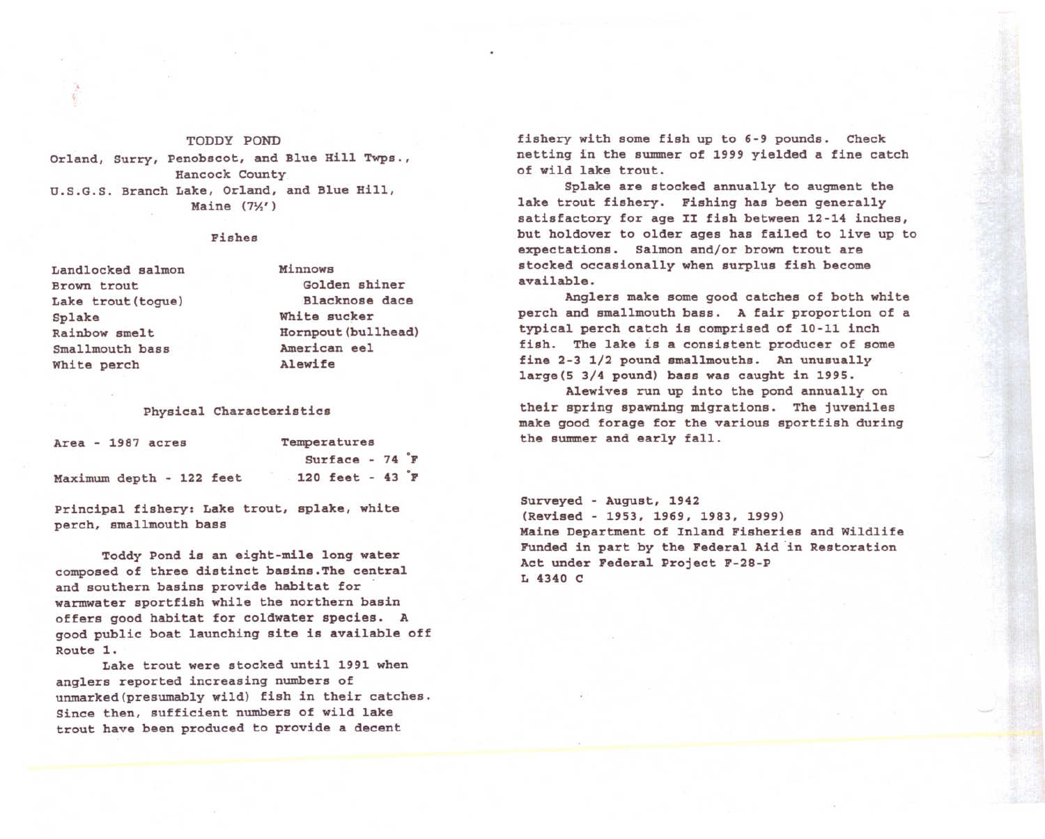# TODDY POND

Orland, Surry, Penobscot, and Blue Hill Twps.,
Hancock County
U.S.G.S. Branch Lake, Orland, and Blue Hill,
Maine (7½')

## Fishes

| | |
|---|---|
| Landlocked salmon | Minnows |
| Brown trout | Golden shiner |
| Lake trout(togue) | Blacknose dace |
| Splake | White sucker |
| Rainbow smelt | Hornpout(bullhead) |
| Smallmouth bass | American eel |
| White perch | Alewife |

## Physical Characteristics

| | |
|---|---|
| Area - 1987 acres | Temperatures |
| | Surface - 74 °F |
| Maximum depth - 122 feet | 120 feet - 43 °F |

Principal fishery: Lake trout, splake, white perch, smallmouth bass

Toddy Pond is an eight-mile long water composed of three distinct basins.The central and southern basins provide habitat for warmwater sportfish while the northern basin offers good habitat for coldwater species. A good public boat launching site is available off Route 1.

Lake trout were stocked until 1991 when anglers reported increasing numbers of unmarked(presumably wild) fish in their catches. Since then, sufficient numbers of wild lake trout have been produced to provide a decent fishery with some fish up to 6-9 pounds. Check netting in the summer of 1999 yielded a fine catch of wild lake trout.

Splake are stocked annually to augment the lake trout fishery. Fishing has been generally satisfactory for age II fish between 12-14 inches, but holdover to older ages has failed to live up to expectations. Salmon and/or brown trout are stocked occasionally when surplus fish become available.

Anglers make some good catches of both white perch and smallmouth bass. A fair proportion of a typical perch catch is comprised of 10-11 inch fish. The lake is a consistent producer of some fine 2-3 1/2 pound smallmouths. An unusually large(5 3/4 pound) bass was caught in 1995.

Alewives run up into the pond annually on their spring spawning migrations. The juveniles make good forage for the various sportfish during the summer and early fall.

Surveyed - August, 1942
(Revised - 1953, 1969, 1983, 1999)
Maine Department of Inland Fisheries and Wildlife
Funded in part by the Federal Aid in Restoration Act under Federal Project F-28-P
L 4340 C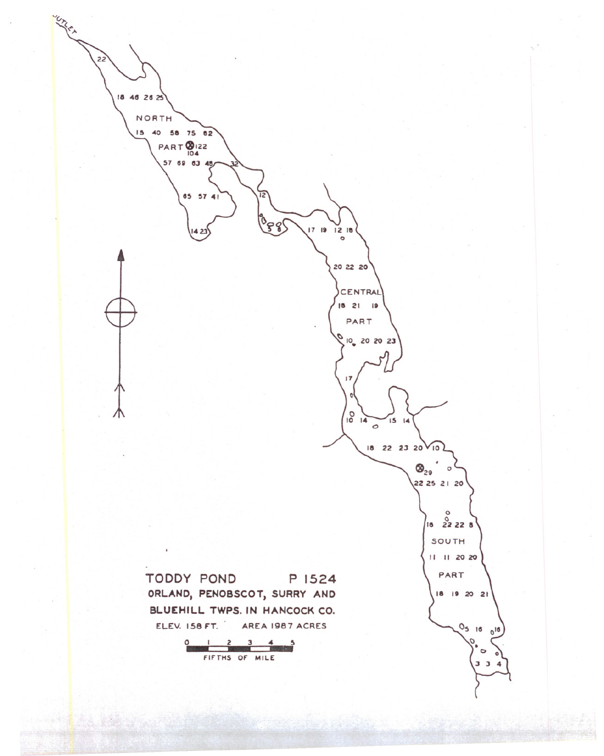OUTLET

22

18 46 26 25

NORTH

15 40 58 75 82

PART 122
104

57 69 63 48 32

65 57 41

12

14 23

5 8

17 19 12 18

20 22 20

CENTRAL

18 21 19

PART

10 20 20 23

17

10 14 15 14

18 22 23 20 10

29

22 25 21 20

18 22 22 8

SOUTH

11 11 20 20

PART

18 19 20 21

5 16 16

3 3 4

# TODDY POND P 1524

ORLAND, PENOBSCOT, SURRY AND BLUEHILL TWPS. IN HANCOCK CO.

ELEV. 158 FT. AREA 1987 ACRES

0 1 2 3 4 5

FIFTHS OF MILE